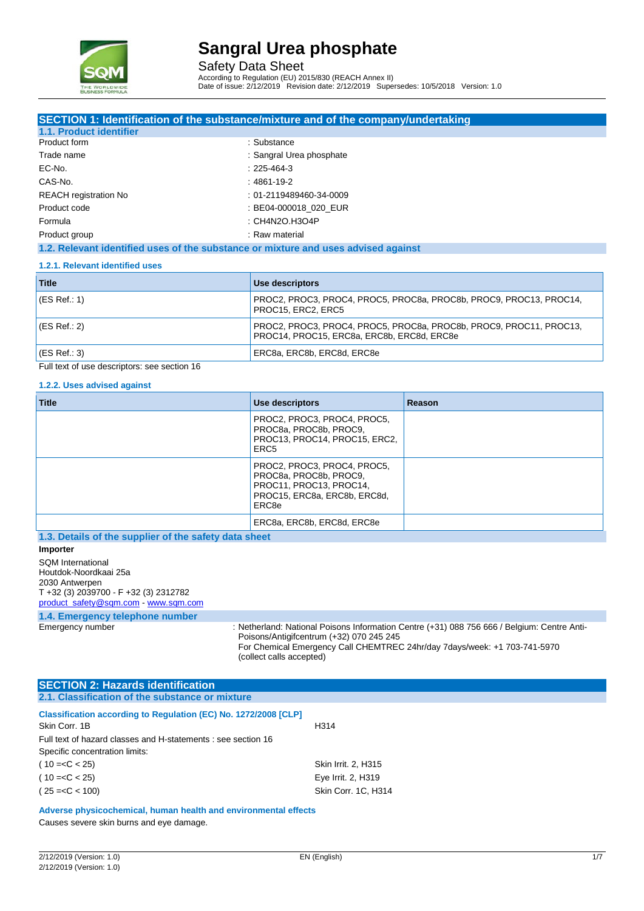# Sangral Urea phosphate

Safety Data Sheet

According to Regulation (EU) 2015/830 (REACH Annex II)
Date of issue: 2/12/2019 Revision date: 2/12/2019 Supersedes: 10/5/2018 Version: 1.0

## SECTION 1: Identification of the substance/mixture and of the company/undertaking

### 1.1. Product identifier

| | |
|---|---|
| Product form | : Substance |
| Trade name | : Sangral Urea phosphate |
| EC-No. | : 225-464-3 |
| CAS-No. | : 4861-19-2 |
| REACH registration No | : 01-2119489460-34-0009 |
| Product code | : BE04-000018_020_EUR |
| Formula | : CH4N2O.H3O4P |
| Product group | : Raw material |

### 1.2. Relevant identified uses of the substance or mixture and uses advised against

#### 1.2.1. Relevant identified uses

| Title | Use descriptors |
|---|---|
| (ES Ref.: 1) | PROC2, PROC3, PROC4, PROC5, PROC8a, PROC8b, PROC9, PROC13, PROC14, PROC15, ERC2, ERC5 |
| (ES Ref.: 2) | PROC2, PROC3, PROC4, PROC5, PROC8a, PROC8b, PROC9, PROC11, PROC13, PROC14, PROC15, ERC8a, ERC8b, ERC8d, ERC8e |
| (ES Ref.: 3) | ERC8a, ERC8b, ERC8d, ERC8e |

Full text of use descriptors: see section 16

#### 1.2.2. Uses advised against

| Title | Use descriptors | Reason |
|---|---|---|
| | PROC2, PROC3, PROC4, PROC5, PROC8a, PROC8b, PROC9, PROC13, PROC14, PROC15, ERC2, ERC5 | |
| | PROC2, PROC3, PROC4, PROC5, PROC8a, PROC8b, PROC9, PROC11, PROC13, PROC14, PROC15, ERC8a, ERC8b, ERC8d, ERC8e | |
| | ERC8a, ERC8b, ERC8d, ERC8e | |

### 1.3. Details of the supplier of the safety data sheet

**Importer**

SQM International
Houtdok-Noordkaai 25a
2030 Antwerpen
T +32 (3) 2039700 - F +32 (3) 2312782
product_safety@sqm.com - www.sqm.com

### 1.4. Emergency telephone number

Emergency number : Netherland: National Poisons Information Centre (+31) 088 756 666 / Belgium: Centre Anti-Poisons/Antigifcentrum (+32) 070 245 245
For Chemical Emergency Call CHEMTREC 24hr/day 7days/week: +1 703-741-5970 (collect calls accepted)

## SECTION 2: Hazards identification

### 2.1. Classification of the substance or mixture

#### Classification according to Regulation (EC) No. 1272/2008 [CLP]

Skin Corr. 1B H314

Full text of hazard classes and H-statements : see section 16

Specific concentration limits:

| | |
|---|---|
| ( 10 =<C < 25) | Skin Irrit. 2, H315 |
| ( 10 =<C < 25) | Eye Irrit. 2, H319 |
| ( 25 =<C < 100) | Skin Corr. 1C, H314 |

#### Adverse physicochemical, human health and environmental effects

Causes severe skin burns and eye damage.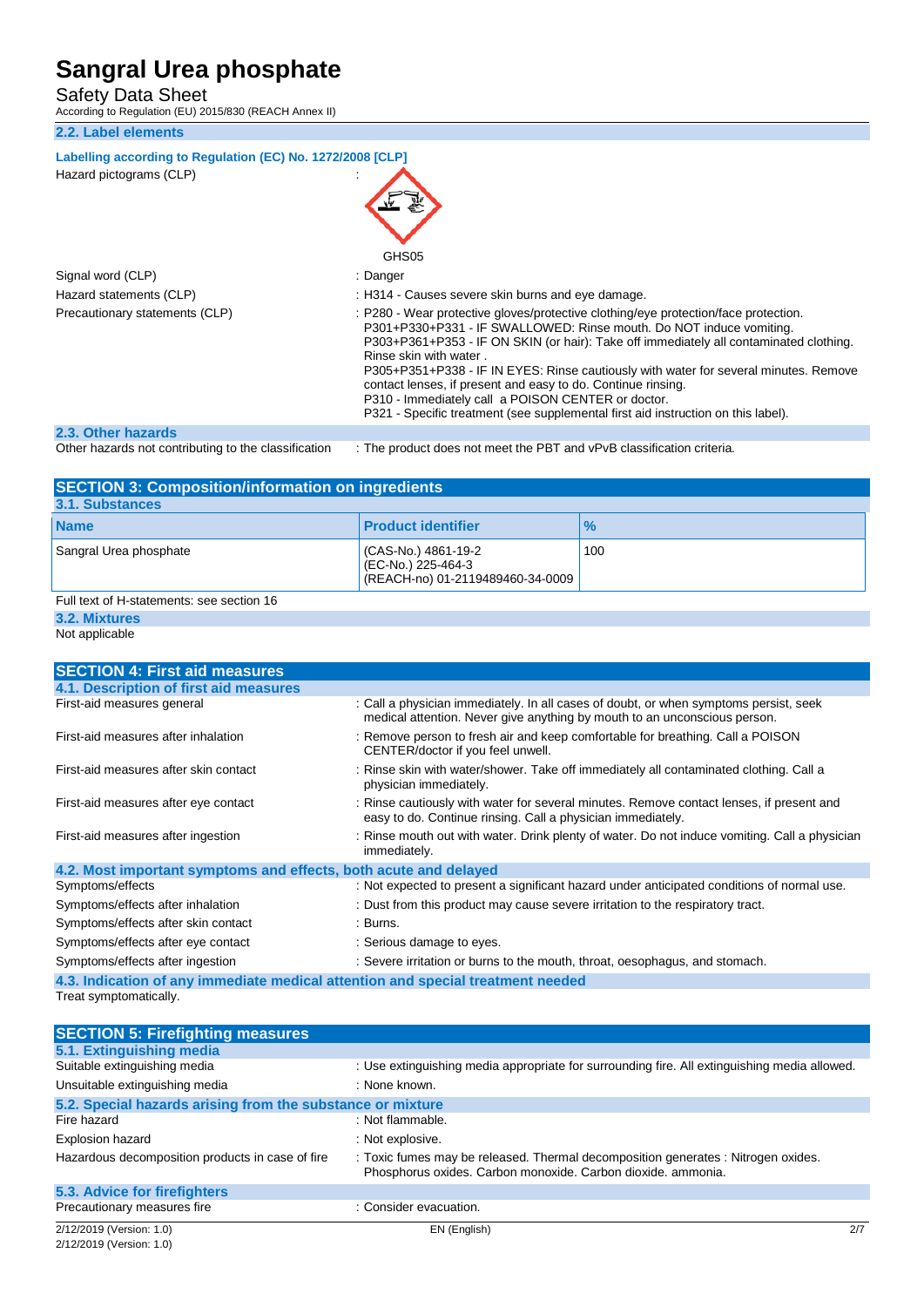# Sangral Urea phosphate

Safety Data Sheet

According to Regulation (EU) 2015/830 (REACH Annex II)

### 2.2. Label elements

**Labelling according to Regulation (EC) No. 1272/2008 [CLP]**

Hazard pictograms (CLP) :

GHS05

Signal word (CLP) : Danger

Hazard statements (CLP) : H314 - Causes severe skin burns and eye damage.

Precautionary statements (CLP) : P280 - Wear protective gloves/protective clothing/eye protection/face protection.
P301+P330+P331 - IF SWALLOWED: Rinse mouth. Do NOT induce vomiting.
P303+P361+P353 - IF ON SKIN (or hair): Take off immediately all contaminated clothing. Rinse skin with water .
P305+P351+P338 - IF IN EYES: Rinse cautiously with water for several minutes. Remove contact lenses, if present and easy to do. Continue rinsing.
P310 - Immediately call a POISON CENTER or doctor.
P321 - Specific treatment (see supplemental first aid instruction on this label).

### 2.3. Other hazards

Other hazards not contributing to the classification : The product does not meet the PBT and vPvB classification criteria.

## SECTION 3: Composition/information on ingredients

### 3.1. Substances

| Name | Product identifier | % |
|---|---|---|
| Sangral Urea phosphate | (CAS-No.) 4861-19-2<br>(EC-No.) 225-464-3<br>(REACH-no) 01-2119489460-34-0009 | 100 |

Full text of H-statements: see section 16

### 3.2. Mixtures

Not applicable

## SECTION 4: First aid measures

### 4.1. Description of first aid measures

First-aid measures general : Call a physician immediately. In all cases of doubt, or when symptoms persist, seek medical attention. Never give anything by mouth to an unconscious person.

First-aid measures after inhalation : Remove person to fresh air and keep comfortable for breathing. Call a POISON CENTER/doctor if you feel unwell.

First-aid measures after skin contact : Rinse skin with water/shower. Take off immediately all contaminated clothing. Call a physician immediately.

First-aid measures after eye contact : Rinse cautiously with water for several minutes. Remove contact lenses, if present and easy to do. Continue rinsing. Call a physician immediately.

First-aid measures after ingestion : Rinse mouth out with water. Drink plenty of water. Do not induce vomiting. Call a physician immediately.

### 4.2. Most important symptoms and effects, both acute and delayed

Symptoms/effects : Not expected to present a significant hazard under anticipated conditions of normal use.

Symptoms/effects after inhalation : Dust from this product may cause severe irritation to the respiratory tract.

Symptoms/effects after skin contact : Burns.

Symptoms/effects after eye contact : Serious damage to eyes.

Symptoms/effects after ingestion : Severe irritation or burns to the mouth, throat, oesophagus, and stomach.

### 4.3. Indication of any immediate medical attention and special treatment needed

Treat symptomatically.

## SECTION 5: Firefighting measures

### 5.1. Extinguishing media

Suitable extinguishing media : Use extinguishing media appropriate for surrounding fire. All extinguishing media allowed.

Unsuitable extinguishing media : None known.

### 5.2. Special hazards arising from the substance or mixture

Fire hazard : Not flammable.

Explosion hazard : Not explosive.

Hazardous decomposition products in case of fire : Toxic fumes may be released. Thermal decomposition generates : Nitrogen oxides. Phosphorus oxides. Carbon monoxide. Carbon dioxide. ammonia.

### 5.3. Advice for firefighters

Precautionary measures fire : Consider evacuation.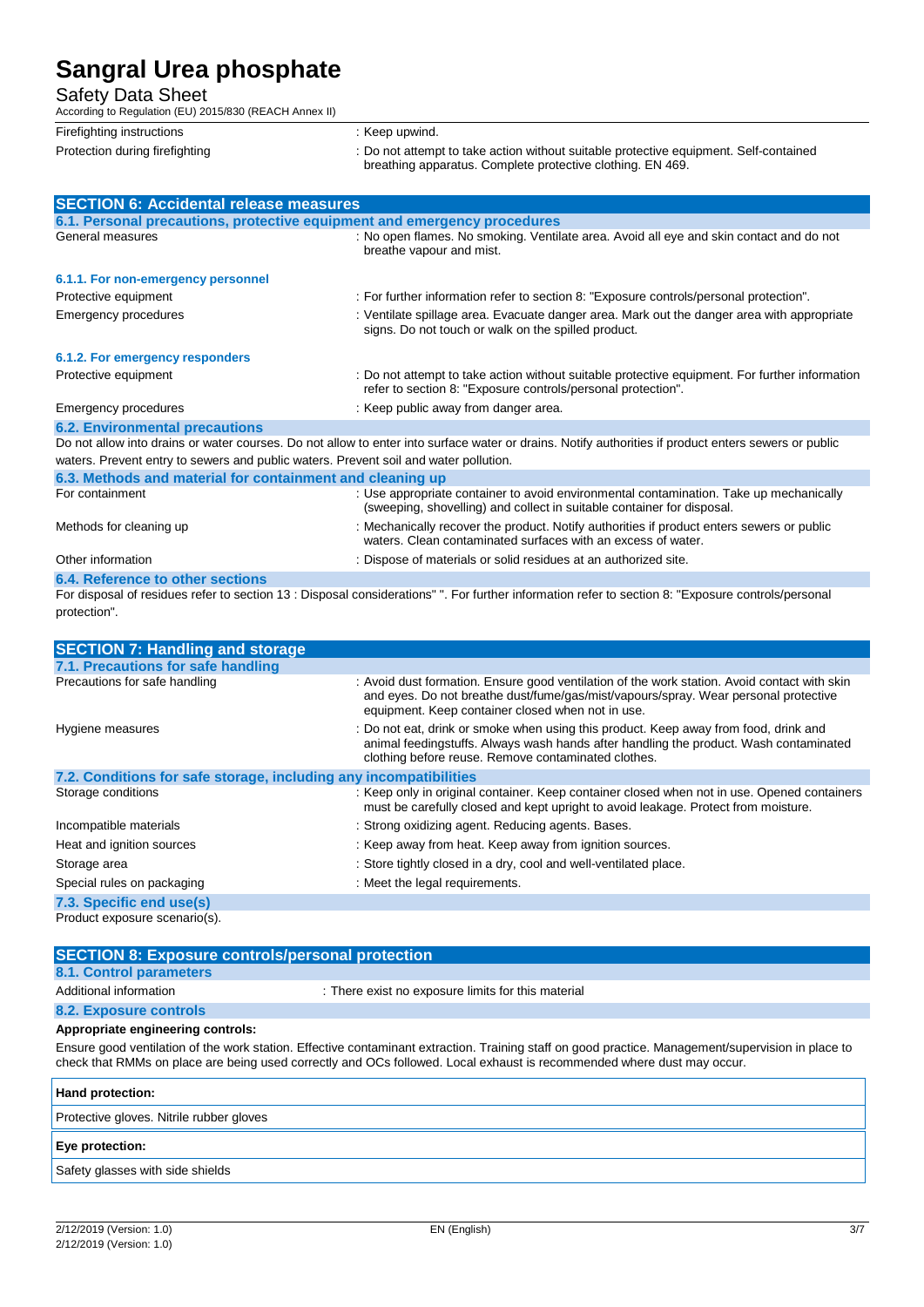| | |
|---|---|
| Firefighting instructions | : Keep upwind. |
| Protection during firefighting | : Do not attempt to take action without suitable protective equipment. Self-contained breathing apparatus. Complete protective clothing. EN 469. |

## SECTION 6: Accidental release measures

### 6.1. Personal precautions, protective equipment and emergency procedures

| | |
|---|---|
| General measures | : No open flames. No smoking. Ventilate area. Avoid all eye and skin contact and do not breathe vapour and mist. |

#### 6.1.1. For non-emergency personnel

| | |
|---|---|
| Protective equipment | : For further information refer to section 8: "Exposure controls/personal protection". |
| Emergency procedures | : Ventilate spillage area. Evacuate danger area. Mark out the danger area with appropriate signs. Do not touch or walk on the spilled product. |

#### 6.1.2. For emergency responders

| | |
|---|---|
| Protective equipment | : Do not attempt to take action without suitable protective equipment. For further information refer to section 8: "Exposure controls/personal protection". |
| Emergency procedures | : Keep public away from danger area. |

### 6.2. Environmental precautions

Do not allow into drains or water courses. Do not allow to enter into surface water or drains. Notify authorities if product enters sewers or public waters. Prevent entry to sewers and public waters. Prevent soil and water pollution.

### 6.3. Methods and material for containment and cleaning up

| | |
|---|---|
| For containment | : Use appropriate container to avoid environmental contamination. Take up mechanically (sweeping, shovelling) and collect in suitable container for disposal. |
| Methods for cleaning up | : Mechanically recover the product. Notify authorities if product enters sewers or public waters. Clean contaminated surfaces with an excess of water. |
| Other information | : Dispose of materials or solid residues at an authorized site. |

### 6.4. Reference to other sections

For disposal of residues refer to section 13 : Disposal considerations" ". For further information refer to section 8: "Exposure controls/personal protection".

## SECTION 7: Handling and storage

### 7.1. Precautions for safe handling

| | |
|---|---|
| Precautions for safe handling | : Avoid dust formation. Ensure good ventilation of the work station. Avoid contact with skin and eyes. Do not breathe dust/fume/gas/mist/vapours/spray. Wear personal protective equipment. Keep container closed when not in use. |
| Hygiene measures | : Do not eat, drink or smoke when using this product. Keep away from food, drink and animal feedingstuffs. Always wash hands after handling the product. Wash contaminated clothing before reuse. Remove contaminated clothes. |

### 7.2. Conditions for safe storage, including any incompatibilities

| | |
|---|---|
| Storage conditions | : Keep only in original container. Keep container closed when not in use. Opened containers must be carefully closed and kept upright to avoid leakage. Protect from moisture. |
| Incompatible materials | : Strong oxidizing agent. Reducing agents. Bases. |
| Heat and ignition sources | : Keep away from heat. Keep away from ignition sources. |
| Storage area | : Store tightly closed in a dry, cool and well-ventilated place. |
| Special rules on packaging | : Meet the legal requirements. |

### 7.3. Specific end use(s)

Product exposure scenario(s).

## SECTION 8: Exposure controls/personal protection

### 8.1. Control parameters

| | |
|---|---|
| Additional information | : There exist no exposure limits for this material |

### 8.2. Exposure controls

**Appropriate engineering controls:**

Ensure good ventilation of the work station. Effective contaminant extraction. Training staff on good practice. Management/supervision in place to check that RMMs on place are being used correctly and OCs followed. Local exhaust is recommended where dust may occur.

| Hand protection: |
|---|
| Protective gloves. Nitrile rubber gloves |

| Eye protection: |
|---|
| Safety glasses with side shields |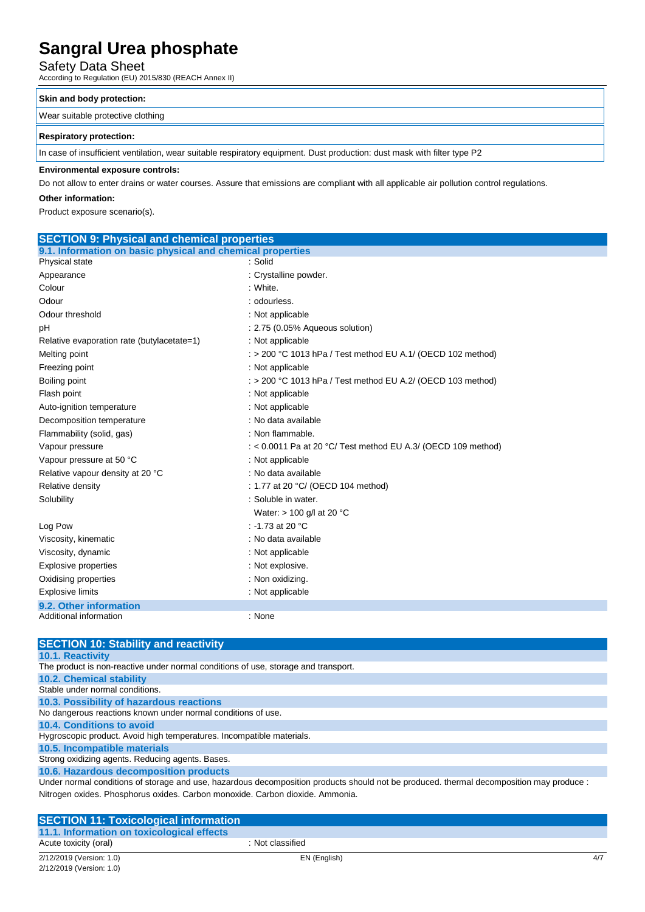| Skin and body protection: |
| --- |
| Wear suitable protective clothing |

| Respiratory protection: |
| --- |
| In case of insufficient ventilation, wear suitable respiratory equipment. Dust production: dust mask with filter type P2 |

**Environmental exposure controls:**

Do not allow to enter drains or water courses. Assure that emissions are compliant with all applicable air pollution control regulations.

**Other information:**

Product exposure scenario(s).

## SECTION 9: Physical and chemical properties

### 9.1. Information on basic physical and chemical properties

| | |
| --- | --- |
| Physical state | : Solid |
| Appearance | : Crystalline powder. |
| Colour | : White. |
| Odour | : odourless. |
| Odour threshold | : Not applicable |
| pH | : 2.75 (0.05% Aqueous solution) |
| Relative evaporation rate (butylacetate=1) | : Not applicable |
| Melting point | : > 200 °C 1013 hPa / Test method EU A.1/ (OECD 102 method) |
| Freezing point | : Not applicable |
| Boiling point | : > 200 °C 1013 hPa / Test method EU A.2/ (OECD 103 method) |
| Flash point | : Not applicable |
| Auto-ignition temperature | : Not applicable |
| Decomposition temperature | : No data available |
| Flammability (solid, gas) | : Non flammable. |
| Vapour pressure | : < 0.0011 Pa at 20 °C/ Test method EU A.3/ (OECD 109 method) |
| Vapour pressure at 50 °C | : Not applicable |
| Relative vapour density at 20 °C | : No data available |
| Relative density | : 1.77 at 20 °C/ (OECD 104 method) |
| Solubility | : Soluble in water. Water: > 100 g/l at 20 °C |
| Log Pow | : -1.73 at 20 °C |
| Viscosity, kinematic | : No data available |
| Viscosity, dynamic | : Not applicable |
| Explosive properties | : Not explosive. |
| Oxidising properties | : Non oxidizing. |
| Explosive limits | : Not applicable |

### 9.2. Other information

| | |
| --- | --- |
| Additional information | : None |

## SECTION 10: Stability and reactivity

### 10.1. Reactivity

The product is non-reactive under normal conditions of use, storage and transport.

### 10.2. Chemical stability

Stable under normal conditions.

### 10.3. Possibility of hazardous reactions

No dangerous reactions known under normal conditions of use.

### 10.4. Conditions to avoid

Hygroscopic product. Avoid high temperatures. Incompatible materials.

### 10.5. Incompatible materials

Strong oxidizing agents. Reducing agents. Bases.

### 10.6. Hazardous decomposition products

Under normal conditions of storage and use, hazardous decomposition products should not be produced. thermal decomposition may produce : Nitrogen oxides. Phosphorus oxides. Carbon monoxide. Carbon dioxide. Ammonia.

## SECTION 11: Toxicological information

### 11.1. Information on toxicological effects

| | |
| --- | --- |
| Acute toxicity (oral) | : Not classified |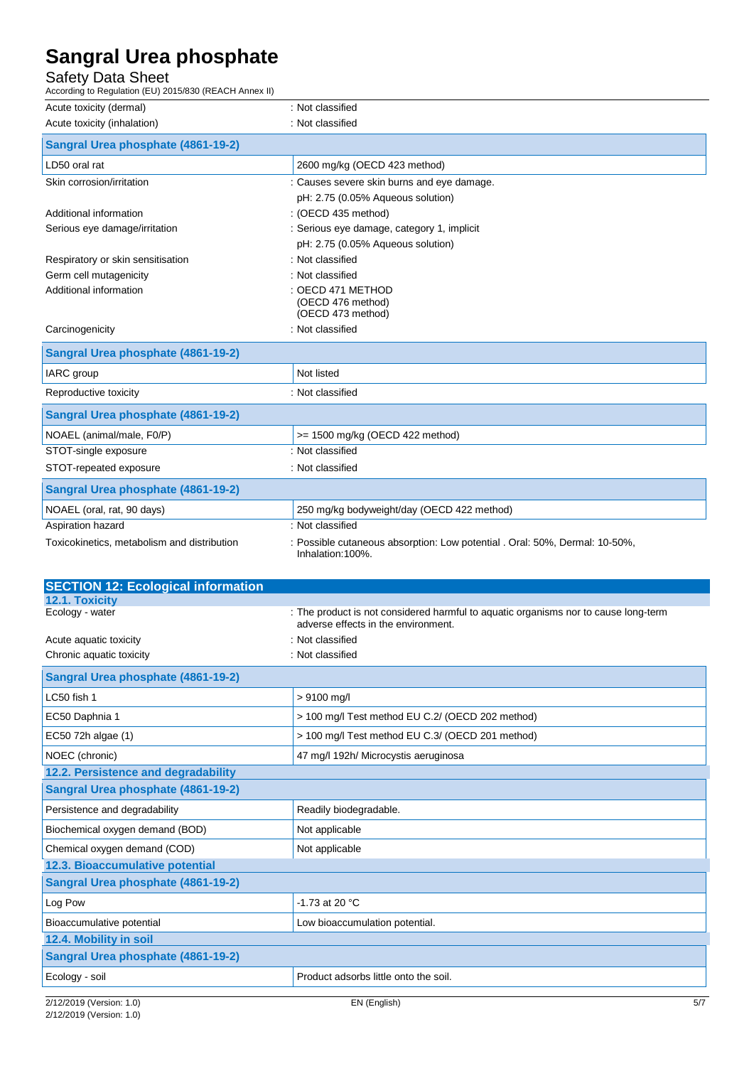| | |
|---|---|
| Acute toxicity (dermal) | : Not classified |
| Acute toxicity (inhalation) | : Not classified |

| Sangral Urea phosphate (4861-19-2) | |
|---|---|
| LD50 oral rat | 2600 mg/kg (OECD 423 method) |

| | |
|---|---|
| Skin corrosion/irritation | : Causes severe skin burns and eye damage.<br>pH: 2.75 (0.05% Aqueous solution) |
| Additional information | : (OECD 435 method) |
| Serious eye damage/irritation | : Serious eye damage, category 1, implicit<br>pH: 2.75 (0.05% Aqueous solution) |
| Respiratory or skin sensitisation | : Not classified |
| Germ cell mutagenicity | : Not classified |
| Additional information | : OECD 471 METHOD<br>(OECD 476 method)<br>(OECD 473 method) |
| Carcinogenicity | : Not classified |

| Sangral Urea phosphate (4861-19-2) | |
|---|---|
| IARC group | Not listed |

| | |
|---|---|
| Reproductive toxicity | : Not classified |

| Sangral Urea phosphate (4861-19-2) | |
|---|---|
| NOAEL (animal/male, F0/P) | >= 1500 mg/kg (OECD 422 method) |

| | |
|---|---|
| STOT-single exposure | : Not classified |
| STOT-repeated exposure | : Not classified |

| Sangral Urea phosphate (4861-19-2) | |
|---|---|
| NOAEL (oral, rat, 90 days) | 250 mg/kg bodyweight/day (OECD 422 method) |

| | |
|---|---|
| Aspiration hazard | : Not classified |
| Toxicokinetics, metabolism and distribution | : Possible cutaneous absorption: Low potential . Oral: 50%, Dermal: 10-50%, Inhalation:100%. |

## SECTION 12: Ecological information

### 12.1. Toxicity

| | |
|---|---|
| Ecology - water | : The product is not considered harmful to aquatic organisms nor to cause long-term adverse effects in the environment. |
| Acute aquatic toxicity | : Not classified |
| Chronic aquatic toxicity | : Not classified |

| Sangral Urea phosphate (4861-19-2) | |
|---|---|
| LC50 fish 1 | > 9100 mg/l |
| EC50 Daphnia 1 | > 100 mg/l Test method EU C.2/ (OECD 202 method) |
| EC50 72h algae (1) | > 100 mg/l Test method EU C.3/ (OECD 201 method) |
| NOEC (chronic) | 47 mg/l 192h/ Microcystis aeruginosa |

### 12.2. Persistence and degradability

| Sangral Urea phosphate (4861-19-2) | |
|---|---|
| Persistence and degradability | Readily biodegradable. |
| Biochemical oxygen demand (BOD) | Not applicable |
| Chemical oxygen demand (COD) | Not applicable |

### 12.3. Bioaccumulative potential

| Sangral Urea phosphate (4861-19-2) | |
|---|---|
| Log Pow | -1.73 at 20 °C |
| Bioaccumulative potential | Low bioaccumulation potential. |

### 12.4. Mobility in soil

| Sangral Urea phosphate (4861-19-2) | |
|---|---|
| Ecology - soil | Product adsorbs little onto the soil. |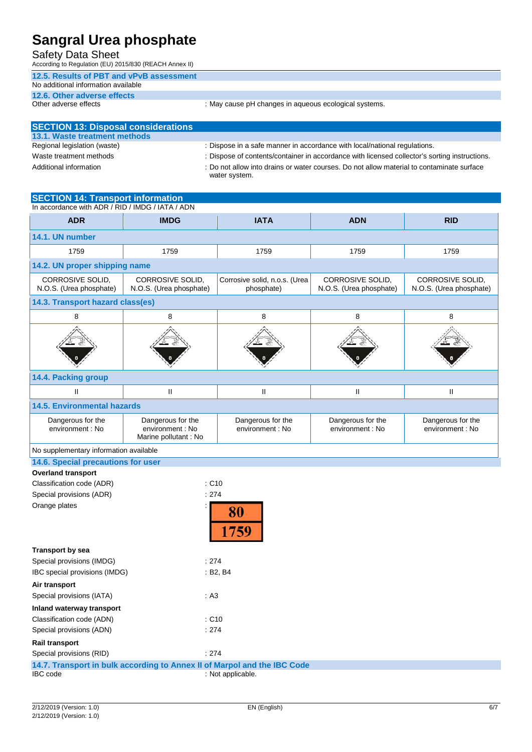# Sangral Urea phosphate

Safety Data Sheet

According to Regulation (EU) 2015/830 (REACH Annex II)

### 12.5. Results of PBT and vPvB assessment

No additional information available

### 12.6. Other adverse effects

Other adverse effects : May cause pH changes in aqueous ecological systems.

## SECTION 13: Disposal considerations

### 13.1. Waste treatment methods

Regional legislation (waste) : Dispose in a safe manner in accordance with local/national regulations.

Waste treatment methods : Dispose of contents/container in accordance with licensed collector's sorting instructions.

Additional information : Do not allow into drains or water courses. Do not allow material to contaminate surface water system.

## SECTION 14: Transport information

In accordance with ADR / RID / IMDG / IATA / ADN

| ADR | IMDG | IATA | ADN | RID |
|---|---|---|---|---|
| **14.1. UN number** | | | | |
| 1759 | 1759 | 1759 | 1759 | 1759 |
| **14.2. UN proper shipping name** | | | | |
| CORROSIVE SOLID, N.O.S. (Urea phosphate) | CORROSIVE SOLID, N.O.S. (Urea phosphate) | Corrosive solid, n.o.s. (Urea phosphate) | CORROSIVE SOLID, N.O.S. (Urea phosphate) | CORROSIVE SOLID, N.O.S. (Urea phosphate) |
| **14.3. Transport hazard class(es)** | | | | |
| 8 | 8 | 8 | 8 | 8 |
| **14.4. Packing group** | | | | |
| II | II | II | II | II |
| **14.5. Environmental hazards** | | | | |
| Dangerous for the environment : No | Dangerous for the environment : No<br>Marine pollutant : No | Dangerous for the environment : No | Dangerous for the environment : No | Dangerous for the environment : No |

No supplementary information available

### 14.6. Special precautions for user

**Overland transport**

Classification code (ADR) : C10

Special provisions (ADR) : 274

Orange plates : 80 / 1759

**Transport by sea**

Special provisions (IMDG) : 274

IBC special provisions (IMDG) : B2, B4

**Air transport**

Special provisions (IATA) : A3

**Inland waterway transport**

Classification code (ADN) : C10

Special provisions (ADN) : 274

**Rail transport**

Special provisions (RID) : 274

### 14.7. Transport in bulk according to Annex II of Marpol and the IBC Code

IBC code : Not applicable.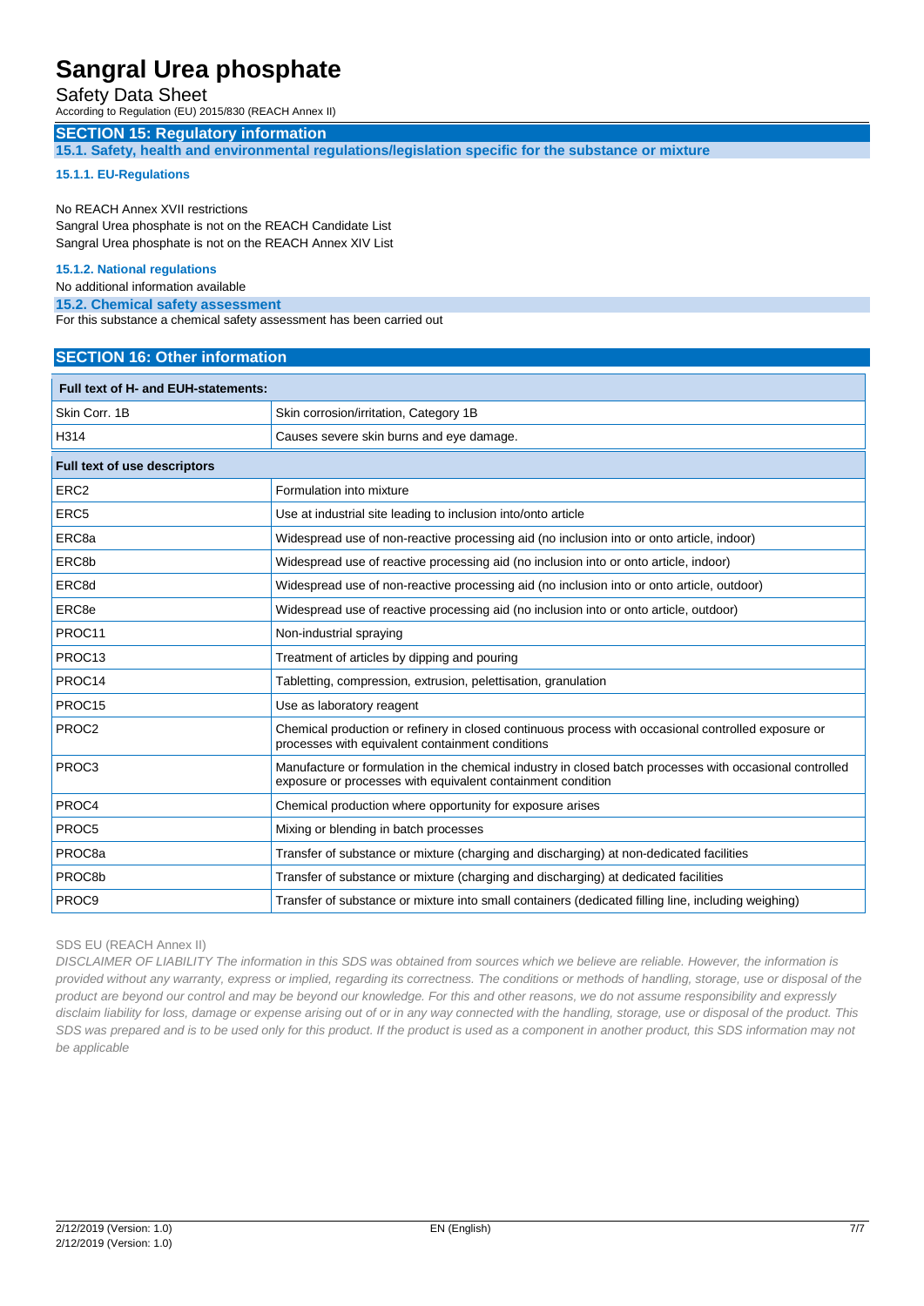## SECTION 15: Regulatory information

### 15.1. Safety, health and environmental regulations/legislation specific for the substance or mixture

#### 15.1.1. EU-Regulations

No REACH Annex XVII restrictions
Sangral Urea phosphate is not on the REACH Candidate List
Sangral Urea phosphate is not on the REACH Annex XIV List

#### 15.1.2. National regulations

No additional information available

### 15.2. Chemical safety assessment

For this substance a chemical safety assessment has been carried out

## SECTION 16: Other information

| Full text of H- and EUH-statements: | |
|---|---|
| Skin Corr. 1B | Skin corrosion/irritation, Category 1B |
| H314 | Causes severe skin burns and eye damage. |

| Full text of use descriptors | |
|---|---|
| ERC2 | Formulation into mixture |
| ERC5 | Use at industrial site leading to inclusion into/onto article |
| ERC8a | Widespread use of non-reactive processing aid (no inclusion into or onto article, indoor) |
| ERC8b | Widespread use of reactive processing aid (no inclusion into or onto article, indoor) |
| ERC8d | Widespread use of non-reactive processing aid (no inclusion into or onto article, outdoor) |
| ERC8e | Widespread use of reactive processing aid (no inclusion into or onto article, outdoor) |
| PROC11 | Non-industrial spraying |
| PROC13 | Treatment of articles by dipping and pouring |
| PROC14 | Tabletting, compression, extrusion, pelettisation, granulation |
| PROC15 | Use as laboratory reagent |
| PROC2 | Chemical production or refinery in closed continuous process with occasional controlled exposure or processes with equivalent containment conditions |
| PROC3 | Manufacture or formulation in the chemical industry in closed batch processes with occasional controlled exposure or processes with equivalent containment condition |
| PROC4 | Chemical production where opportunity for exposure arises |
| PROC5 | Mixing or blending in batch processes |
| PROC8a | Transfer of substance or mixture (charging and discharging) at non-dedicated facilities |
| PROC8b | Transfer of substance or mixture (charging and discharging) at dedicated facilities |
| PROC9 | Transfer of substance or mixture into small containers (dedicated filling line, including weighing) |

SDS EU (REACH Annex II)

*DISCLAIMER OF LIABILITY The information in this SDS was obtained from sources which we believe are reliable. However, the information is provided without any warranty, express or implied, regarding its correctness. The conditions or methods of handling, storage, use or disposal of the product are beyond our control and may be beyond our knowledge. For this and other reasons, we do not assume responsibility and expressly disclaim liability for loss, damage or expense arising out of or in any way connected with the handling, storage, use or disposal of the product. This SDS was prepared and is to be used only for this product. If the product is used as a component in another product, this SDS information may not be applicable*